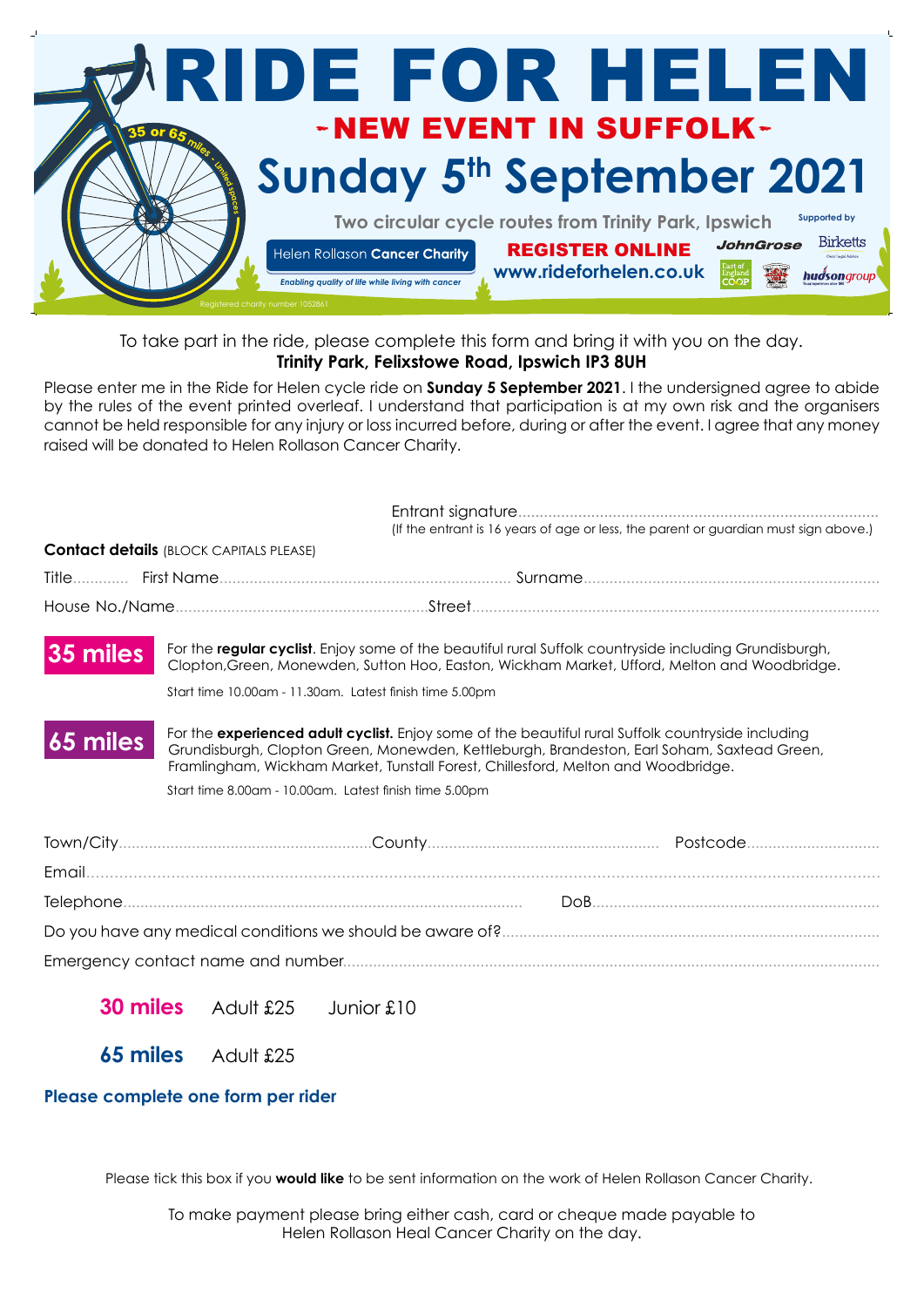# RIDE FOR HELEN

## - NEW EVENT IN SUFFOLK -

## Sunday 5th September 2021

35 or 65 miles - Limited spaces

**Two circular cycle routes from Trinity Park, Ipswich**

Helen Rollason **Cancer Charity**

*Enabling quality of life while living with cancer*

Registered charity number 1052861

**REGISTER ONLINE**
**www.rideforhelen.co.uk**

Supported by JohnGrose, Birketts, East of England COOP, hudsongroup

To take part in the ride, please complete this form and bring it with you on the day.
**Trinity Park, Felixstowe Road, Ipswich IP3 8UH**

Please enter me in the Ride for Helen cycle ride on **Sunday 5 September 2021**. I the undersigned agree to abide by the rules of the event printed overleaf. I understand that participation is at my own risk and the organisers cannot be held responsible for any injury or loss incurred before, during or after the event. I agree that any money raised will be donated to Helen Rollason Cancer Charity.

Entrant signature...................................................................................
(If the entrant is 16 years of age or less, the parent or guardian must sign above.)

**Contact details** (BLOCK CAPITALS PLEASE)

Title............ First Name................................................................... Surname....................................................................

House No./Name..........................................................Street..............................................................................................

**35 miles** For the **regular cyclist**. Enjoy some of the beautiful rural Suffolk countryside including Grundisburgh, Clopton,Green, Monewden, Sutton Hoo, Easton, Wickham Market, Ufford, Melton and Woodbridge.

Start time 10.00am - 11.30am. Latest finish time 5.00pm

**65 miles** For the **experienced adult cyclist.** Enjoy some of the beautiful rural Suffolk countryside including Grundisburgh, Clopton Green, Monewden, Kettleburgh, Brandeston, Earl Soham, Saxtead Green, Framlingham, Wickham Market, Tunstall Forest, Chillesford, Melton and Woodbridge.

Start time 8.00am - 10.00am. Latest finish time 5.00pm

Town/City.........................................................County..................................................... Postcode..............................

Email.........................................................................................................................................................................

Telephone.......................................................................................... DoB..................................................................

Do you have any medical conditions we should be aware of?.......................................................................................

Emergency contact name and number.........................................................................................................................

**30 miles** Adult £25 Junior £10

**65 miles** Adult £25

**Please complete one form per rider**

Please tick this box if you **would like** to be sent information on the work of Helen Rollason Cancer Charity.

To make payment please bring either cash, card or cheque made payable to
Helen Rollason Heal Cancer Charity on the day.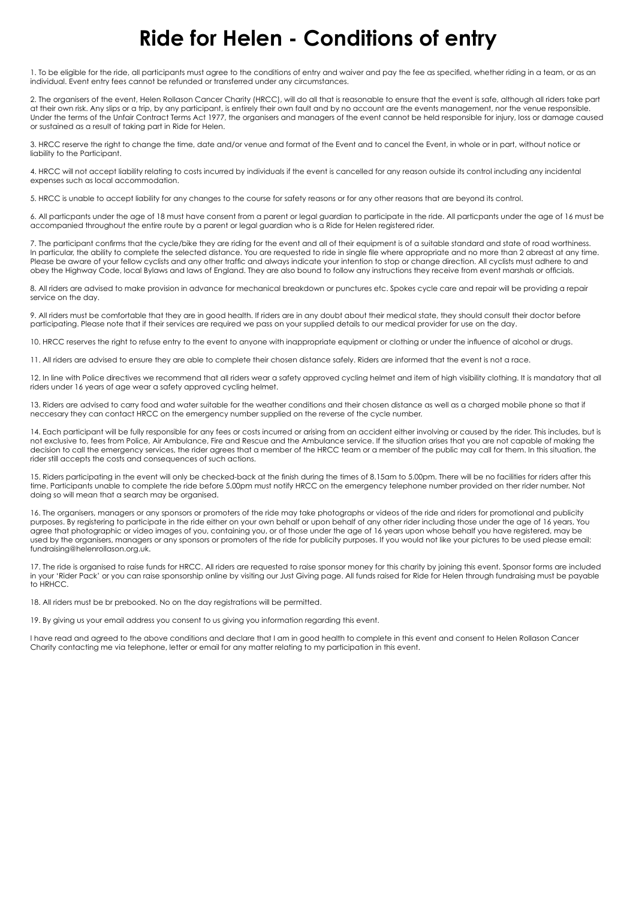# Ride for Helen - Conditions of entry

1. To be eligible for the ride, all participants must agree to the conditions of entry and waiver and pay the fee as specified, whether riding in a team, or as an individual. Event entry fees cannot be refunded or transferred under any circumstances.

2. The organisers of the event, Helen Rollason Cancer Charity (HRCC), will do all that is reasonable to ensure that the event is safe, although all riders take part at their own risk. Any slips or a trip, by any participant, is entirely their own fault and by no account are the events management, nor the venue responsible. Under the terms of the Unfair Contract Terms Act 1977, the organisers and managers of the event cannot be held responsible for injury, loss or damage caused or sustained as a result of taking part in Ride for Helen.

3. HRCC reserve the right to change the time, date and/or venue and format of the Event and to cancel the Event, in whole or in part, without notice or liability to the Participant.

4. HRCC will not accept liability relating to costs incurred by individuals if the event is cancelled for any reason outside its control including any incidental expenses such as local accommodation.

5. HRCC is unable to accept liability for any changes to the course for safety reasons or for any other reasons that are beyond its control.

6. All particpants under the age of 18 must have consent from a parent or legal guardian to participate in the ride. All particpants under the age of 16 must be accompanied throughout the entire route by a parent or legal guardian who is a Ride for Helen registered rider.

7. The participant confirms that the cycle/bike they are riding for the event and all of their equipment is of a suitable standard and state of road worthiness. In particular, the ability to complete the selected distance. You are requested to ride in single file where appropriate and no more than 2 abreast at any time. Please be aware of your fellow cyclists and any other traffic and always indicate your intention to stop or change direction. All cyclists must adhere to and obey the Highway Code, local Bylaws and laws of England. They are also bound to follow any instructions they receive from event marshals or officials.

8. All riders are advised to make provision in advance for mechanical breakdown or punctures etc. Spokes cycle care and repair will be providing a repair service on the day.

9. All riders must be comfortable that they are in good health. If riders are in any doubt about their medical state, they should consult their doctor before participating. Please note that if their services are required we pass on your supplied details to our medical provider for use on the day.

10. HRCC reserves the right to refuse entry to the event to anyone with inappropriate equipment or clothing or under the influence of alcohol or drugs.

11. All riders are advised to ensure they are able to complete their chosen distance safely. Riders are informed that the event is not a race.

12. In line with Police directives we recommend that all riders wear a safety approved cycling helmet and item of high visibility clothing. It is mandatory that all riders under 16 years of age wear a safety approved cycling helmet.

13. Riders are advised to carry food and water suitable for the weather conditions and their chosen distance as well as a charged mobile phone so that if neccesary they can contact HRCC on the emergency number supplied on the reverse of the cycle number.

14. Each participant will be fully responsible for any fees or costs incurred or arising from an accident either involving or caused by the rider. This includes, but is not exclusive to, fees from Police, Air Ambulance, Fire and Rescue and the Ambulance service. If the situation arises that you are not capable of making the decision to call the emergency services, the rider agrees that a member of the HRCC team or a member of the public may call for them. In this situation, the rider still accepts the costs and consequences of such actions.

15. Riders participating in the event will only be checked-back at the finish during the times of 8.15am to 5.00pm. There will be no facilities for riders after this time. Participants unable to complete the ride before 5.00pm must notify HRCC on the emergency telephone number provided on ther rider number. Not doing so will mean that a search may be organised.

16. The organisers, managers or any sponsors or promoters of the ride may take photographs or videos of the ride and riders for promotional and publicity purposes. By registering to participate in the ride either on your own behalf or upon behalf of any other rider including those under the age of 16 years, You agree that photographic or video images of you, containing you, or of those under the age of 16 years upon whose behalf you have registered, may be used by the organisers, managers or any sponsors or promoters of the ride for publicity purposes. If you would not like your pictures to be used please email: fundraising@helenrollason.org.uk.

17. The ride is organised to raise funds for HRCC. All riders are requested to raise sponsor money for this charity by joining this event. Sponsor forms are included in your 'Rider Pack' or you can raise sponsorship online by visiting our Just Giving page. All funds raised for Ride for Helen through fundraising must be payable to HRHCC.

18. All riders must be br prebooked. No on the day registrations will be permitted.

19. By giving us your email address you consent to us giving you information regarding this event.

I have read and agreed to the above conditions and declare that I am in good health to complete in this event and consent to Helen Rollason Cancer Charity contacting me via telephone, letter or email for any matter relating to my participation in this event.